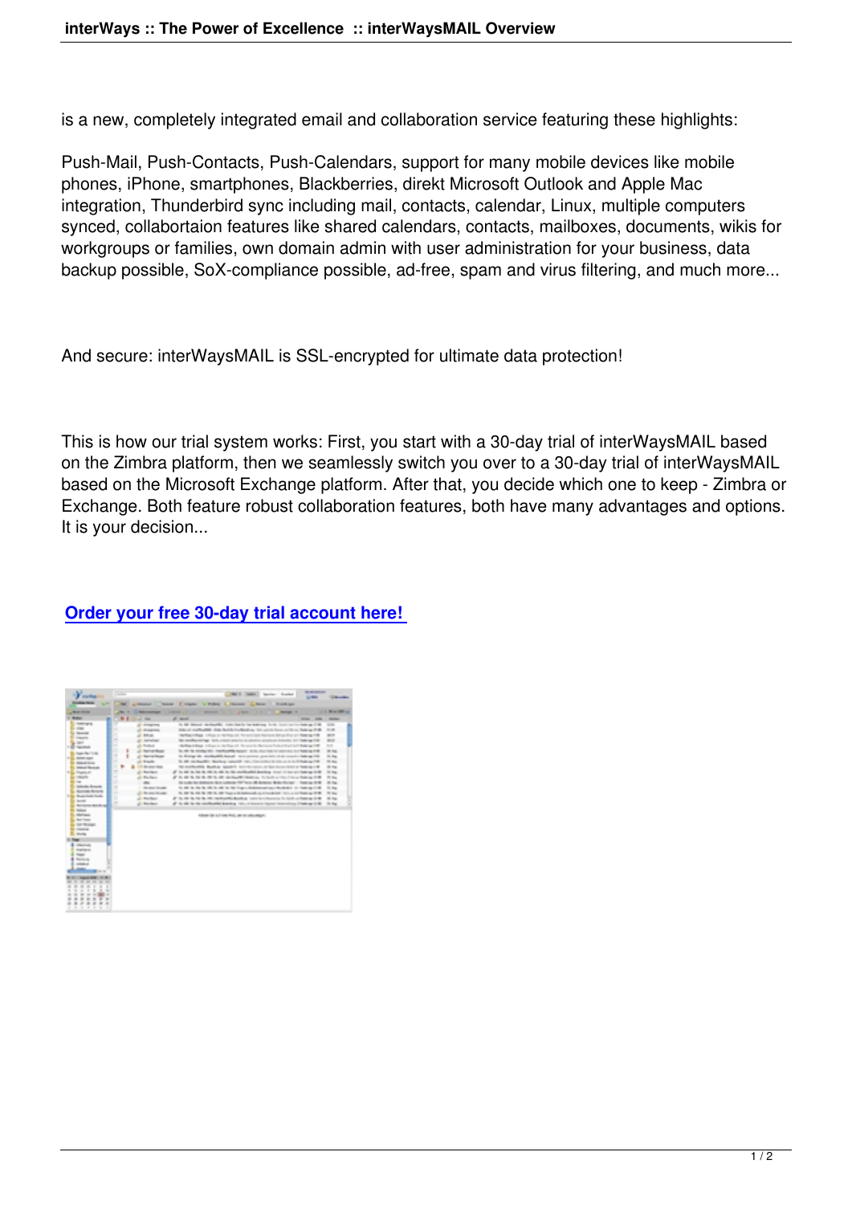is a new, completely integrated email and collaboration service featuring these highlights:

Push-Mail, Push-Contacts, Push-Calendars, support for many mobile devices like mobile phones, iPhone, smartphones, Blackberries, direkt Microsoft Outlook and Apple Mac integration, Thunderbird sync including mail, contacts, calendar, Linux, multiple computers synced, collabortaion features like shared calendars, contacts, mailboxes, documents, wikis for workgroups or families, own domain admin with user administration for your business, data backup possible, SoX-compliance possible, ad-free, spam and virus filtering, and much more...

And secure: interWaysMAIL is SSL-encrypted for ultimate data protection!

This is how our trial system works: First, you start with a 30-day trial of interWaysMAIL based on the Zimbra platform, then we seamlessly switch you over to a 30-day trial of interWaysMAIL based on the Microsoft Exchange platform. After that, you decide which one to keep - Zimbra or Exchange. Both feature robust collaboration features, both have many advantages and options. It is your decision...

**Order your free 30-day trial account here!**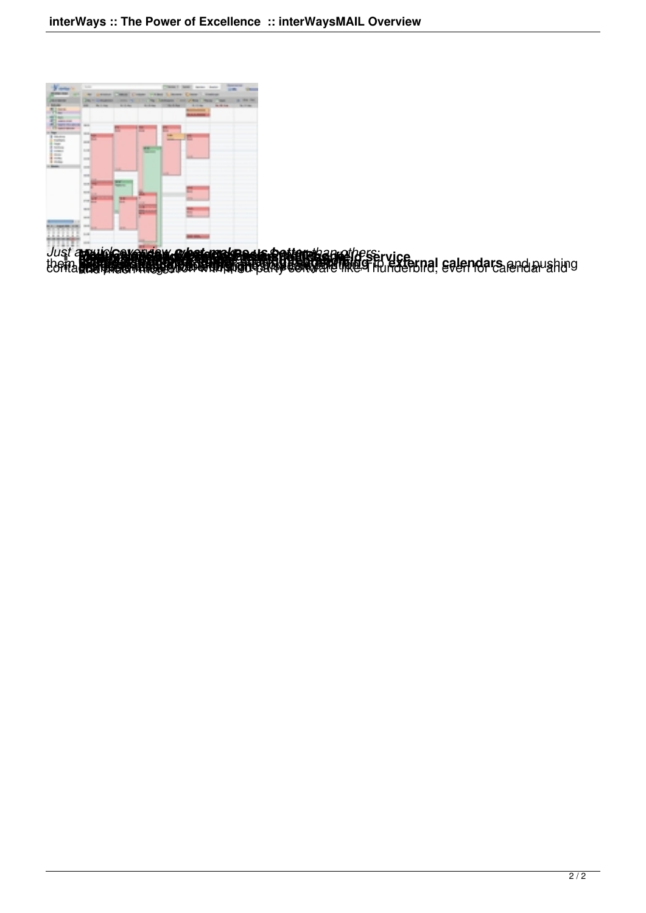*Just a quick overview what makes us better than others:*

**service** ... **external calendars** and pushing

them ...

contacts ... with third-party software like Thunderbird, even for calendar and